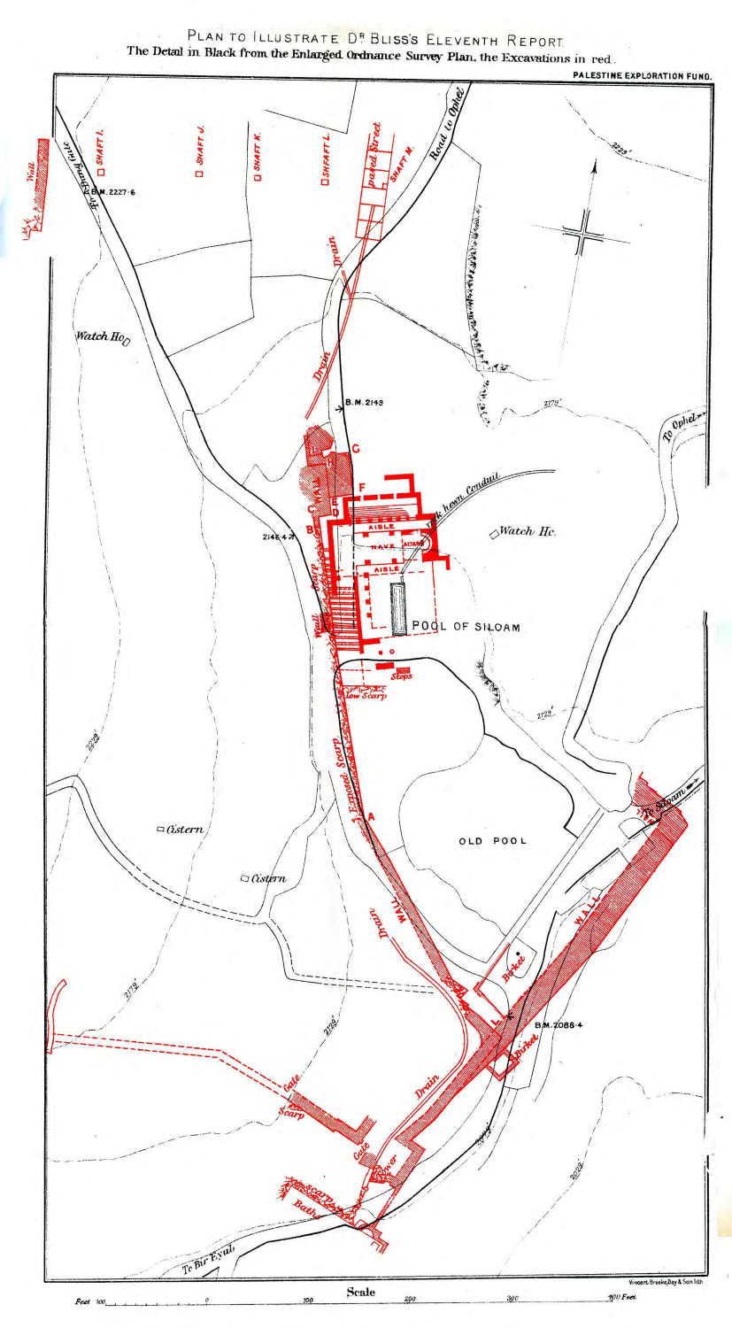# PLAN TO ILLUSTRATE DR BLISS'S ELEVENTH REPORT.

The Detail in Black from the Enlarged Ordnance Survey Plan, the Excavations in red.

PALESTINE EXPLORATION FUND.

Wall

Dung Gate

B.M. 2227·6

SHAFT I.

SHAFT J.

SHAFT K.

SHAFT L.

paved Street

SHAFT M.

Road to Ophel

2229'

Drain

Watch Ho.

Drain

B.M. 2149

2179'

G

F

E

D

C WALL

B

2146·4

Rock hewn Conduit

Watch Ho.

To Ophel

AISLE

NAVE

ALTAR

AISLE

Scarp

Wall

POOL OF SILOAM

Steps

low Scarp

2179'

2129'

Exposed Scarp

A

Cistern

Cistern

OLD POOL

To Siloam

Drain

WALL

WALL

2179'

Birket

B.M. 2086·4

Birket

2129'

Gate

Scarp

Gate

Drain

Tower

2079'

2029'

Scarp

Bath

To Bir Eyub

Scale

Feet 100 0 100 200 300 400 Feet

Vincent Brooks, Day & Son, lith.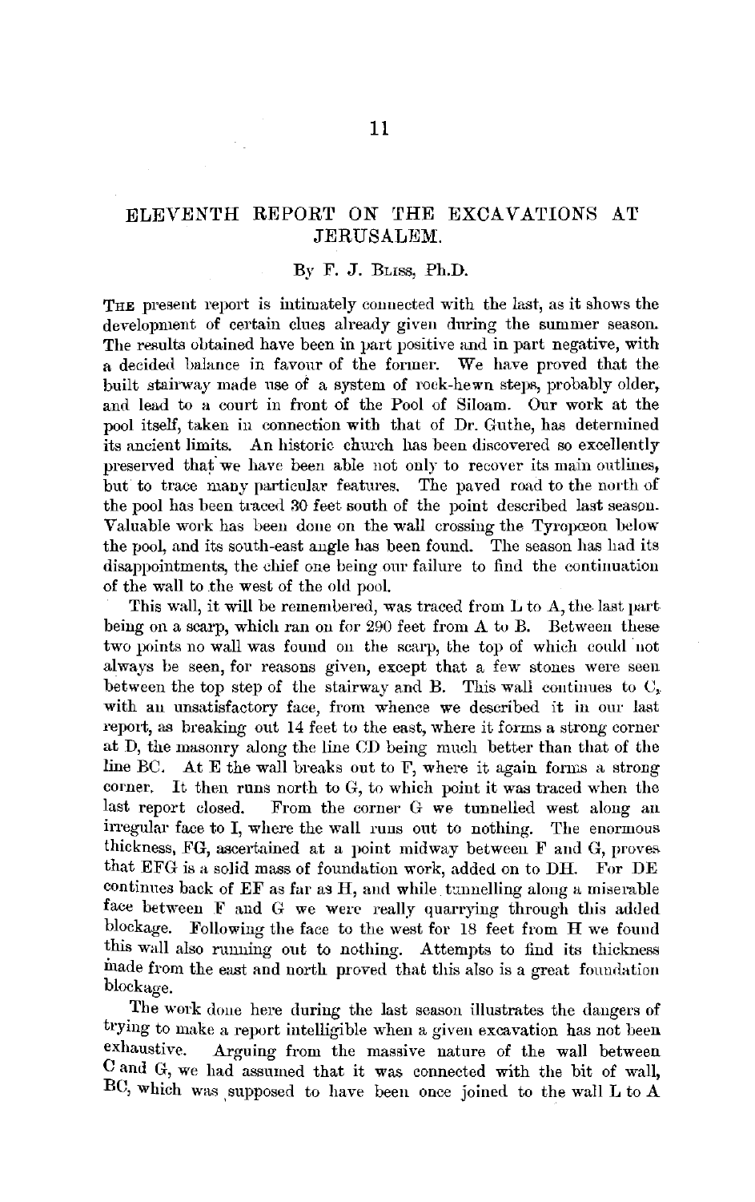## ELEVENTH REPORT ON THE EXCAVATIONS AT JERUSALEM.

By F. J. Bliss, Ph.D.

The present report is intimately connected with the last, as it shows the development of certain clues already given during the summer season. The results obtained have been in part positive and in part negative, with a decided balance in favour of the former. We have proved that the built stairway made use of a system of rock-hewn steps, probably older, and lead to a court in front of the Pool of Siloam. Our work at the pool itself, taken in connection with that of Dr. Guthe, has determined its ancient limits. An historic church has been discovered so excellently preserved that we have been able not only to recover its main outlines, but to trace many particular features. The paved road to the north of the pool has been traced 30 feet south of the point described last season. Valuable work has been done on the wall crossing the Tyropœon below the pool, and its south-east angle has been found. The season has had its disappointments, the chief one being our failure to find the continuation of the wall to the west of the old pool.

This wall, it will be remembered, was traced from L to A, the last part being on a scarp, which ran on for 290 feet from A to B. Between these two points no wall was found on the scarp, the top of which could not always be seen, for reasons given, except that a few stones were seen between the top step of the stairway and B. This wall continues to C, with an unsatisfactory face, from whence we described it in our last report, as breaking out 14 feet to the east, where it forms a strong corner at D, the masonry along the line CD being much better than that of the line BC. At E the wall breaks out to F, where it again forms a strong corner. It then runs north to G, to which point it was traced when the last report closed. From the corner G we tunnelled west along an irregular face to I, where the wall runs out to nothing. The enormous thickness, FG, ascertained at a point midway between F and G, proves that EFG is a solid mass of foundation work, added on to DH. For DE continues back of EF as far as H, and while tunnelling along a miserable face between F and G we were really quarrying through this added blockage. Following the face to the west for 18 feet from H we found this wall also running out to nothing. Attempts to find its thickness made from the east and north proved that this also is a great foundation blockage.

The work done here during the last season illustrates the dangers of trying to make a report intelligible when a given excavation has not been exhaustive. Arguing from the massive nature of the wall between C and G, we had assumed that it was connected with the bit of wall, BC, which was supposed to have been once joined to the wall L to A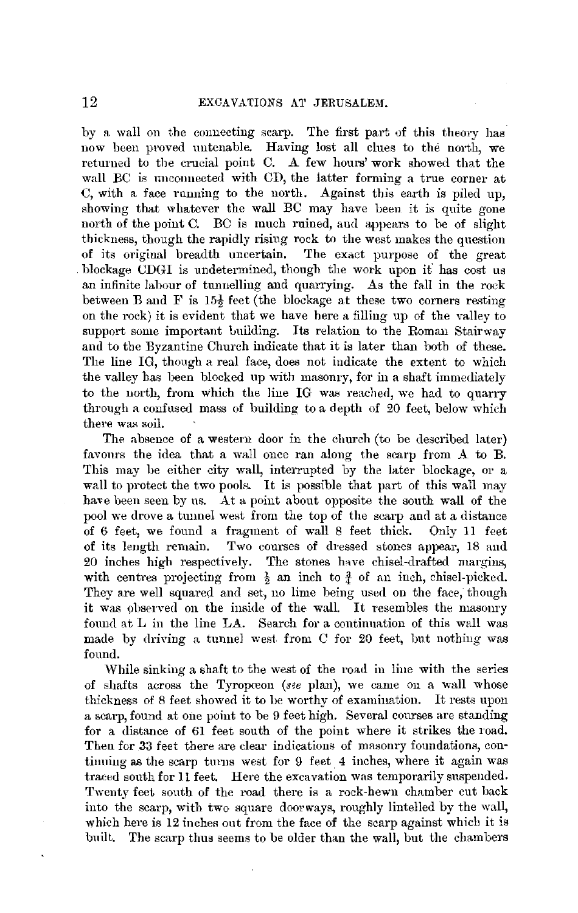by a wall on the connecting scarp. The first part of this theory has now been proved untenable. Having lost all clues to the north, we returned to the crucial point C. A few hours' work showed that the wall BC is unconnected with CD, the latter forming a true corner at C, with a face running to the north. Against this earth is piled up, showing that whatever the wall BC may have been it is quite gone north of the point C. BC is much ruined, and appears to be of slight thickness, though the rapidly rising rock to the west makes the question of its original breadth uncertain. The exact purpose of the great blockage CDGI is undetermined, though the work upon it has cost us an infinite labour of tunnelling and quarrying. As the fall in the rock between B and F is 15½ feet (the blockage at these two corners resting on the rock) it is evident that we have here a filling up of the valley to support some important building. Its relation to the Roman Stairway and to the Byzantine Church indicate that it is later than both of these. The line IG, though a real face, does not indicate the extent to which the valley has been blocked up with masonry, for in a shaft immediately to the north, from which the line IG was reached, we had to quarry through a confused mass of building to a depth of 20 feet, below which there was soil.

The absence of a western door in the church (to be described later) favours the idea that a wall once ran along the scarp from A to B. This may be either city wall, interrupted by the later blockage, or a wall to protect the two pools. It is possible that part of this wall may have been seen by us. At a point about opposite the south wall of the pool we drove a tunnel west from the top of the scarp and at a distance of 6 feet, we found a fragment of wall 8 feet thick. Only 11 feet of its length remain. Two courses of dressed stones appear, 18 and 20 inches high respectively. The stones have chisel-drafted margins, with centres projecting from ½ an inch to ¾ of an inch, chisel-picked. They are well squared and set, no lime being used on the face, though it was observed on the inside of the wall. It resembles the masonry found at L in the line LA. Search for a continuation of this wall was made by driving a tunnel west from C for 20 feet, but nothing was found.

While sinking a shaft to the west of the road in line with the series of shafts across the Tyropœon (*see* plan), we came on a wall whose thickness of 8 feet showed it to be worthy of examination. It rests upon a scarp, found at one point to be 9 feet high. Several courses are standing for a distance of 61 feet south of the point where it strikes the road. Then for 33 feet there are clear indications of masonry foundations, continuing as the scarp turns west for 9 feet 4 inches, where it again was traced south for 11 feet. Here the excavation was temporarily suspended. Twenty feet south of the road there is a rock-hewn chamber cut back into the scarp, with two square doorways, roughly lintelled by the wall, which here is 12 inches out from the face of the scarp against which it is built. The scarp thus seems to be older than the wall, but the chambers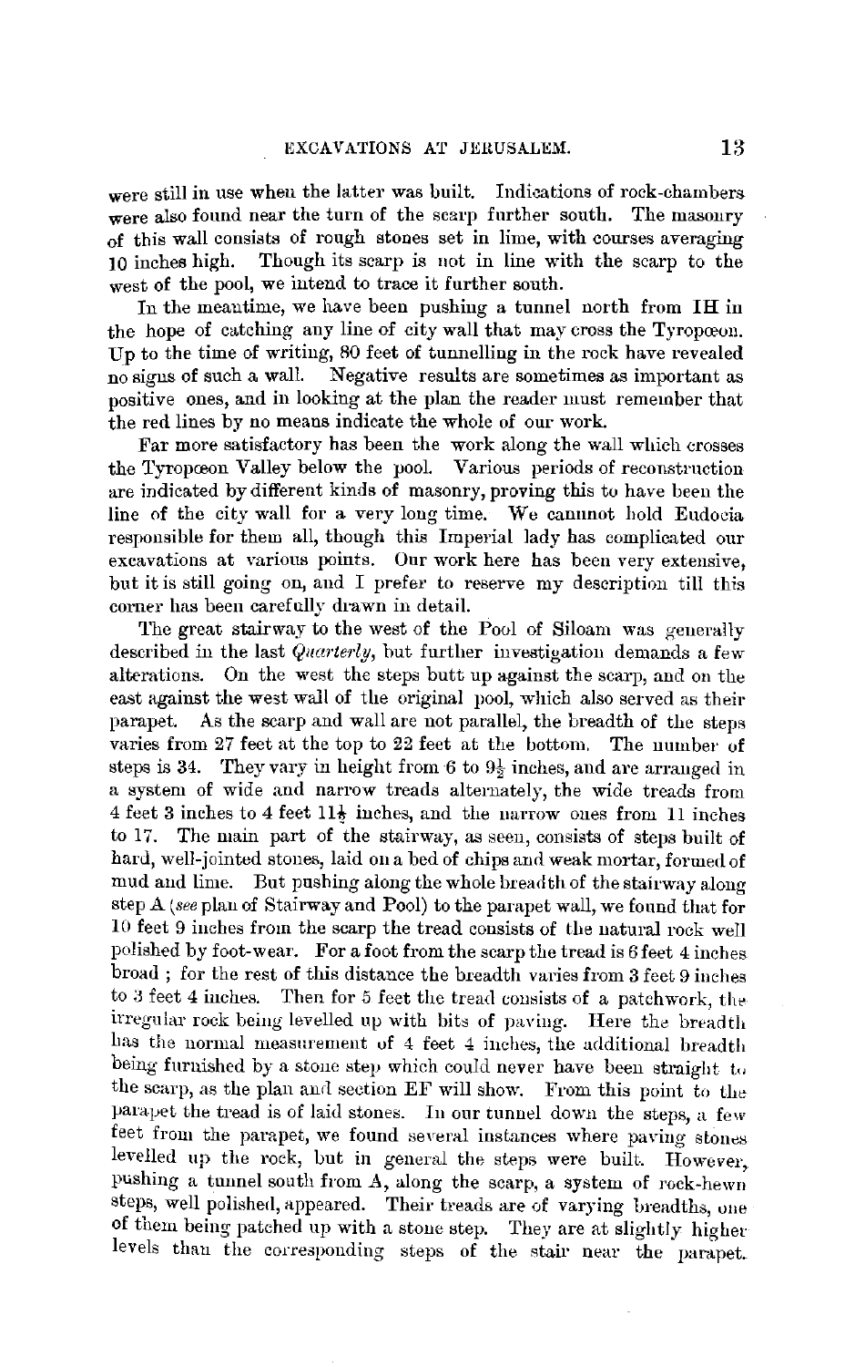were still in use when the latter was built. Indications of rock-chambers were also found near the turn of the scarp further south. The masonry of this wall consists of rough stones set in lime, with courses averaging 10 inches high. Though its scarp is not in line with the scarp to the west of the pool, we intend to trace it further south.

In the meantime, we have been pushing a tunnel north from IH in the hope of catching any line of city wall that may cross the Tyropœon. Up to the time of writing, 80 feet of tunnelling in the rock have revealed no signs of such a wall. Negative results are sometimes as important as positive ones, and in looking at the plan the reader must remember that the red lines by no means indicate the whole of our work.

Far more satisfactory has been the work along the wall which crosses the Tyropœon Valley below the pool. Various periods of reconstruction are indicated by different kinds of masonry, proving this to have been the line of the city wall for a very long time. We cannot hold Eudocia responsible for them all, though this Imperial lady has complicated our excavations at various points. Our work here has been very extensive, but it is still going on, and I prefer to reserve my description till this corner has been carefully drawn in detail.

The great stairway to the west of the Pool of Siloam was generally described in the last *Quarterly*, but further investigation demands a few alterations. On the west the steps butt up against the scarp, and on the east against the west wall of the original pool, which also served as their parapet. As the scarp and wall are not parallel, the breadth of the steps varies from 27 feet at the top to 22 feet at the bottom. The number of steps is 34. They vary in height from 6 to 9½ inches, and are arranged in a system of wide and narrow treads alternately, the wide treads from 4 feet 3 inches to 4 feet 11½ inches, and the narrow ones from 11 inches to 17. The main part of the stairway, as seen, consists of steps built of hard, well-jointed stones, laid on a bed of chips and weak mortar, formed of mud and lime. But pushing along the whole breadth of the stairway along step A (*see* plan of Stairway and Pool) to the parapet wall, we found that for 10 feet 9 inches from the scarp the tread consists of the natural rock well polished by foot-wear. For a foot from the scarp the tread is 6 feet 4 inches broad; for the rest of this distance the breadth varies from 3 feet 9 inches to 3 feet 4 inches. Then for 5 feet the tread consists of a patchwork, the irregular rock being levelled up with bits of paving. Here the breadth has the normal measurement of 4 feet 4 inches, the additional breadth being furnished by a stone step which could never have been straight to the scarp, as the plan and section EF will show. From this point to the parapet the tread is of laid stones. In our tunnel down the steps, a few feet from the parapet, we found several instances where paving stones levelled up the rock, but in general the steps were built. However, pushing a tunnel south from A, along the scarp, a system of rock-hewn steps, well polished, appeared. Their treads are of varying breadths, one of them being patched up with a stone step. They are at slightly higher levels than the corresponding steps of the stair near the parapet.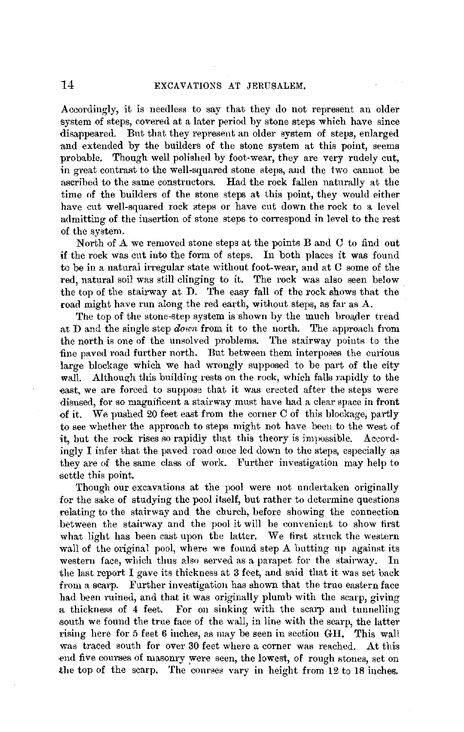Accordingly, it is needless to say that they do not represent an older system of steps, covered at a later period by stone steps which have since disappeared. But that they represent an older system of steps, enlarged and extended by the builders of the stone system at this point, seems probable. Though well polished by foot-wear, they are very rudely cut, in great contrast to the well-squared stone steps, and the two cannot be ascribed to the same constructors. Had the rock fallen naturally at the time of the builders of the stone steps at this point, they would either have cut well-squared rock steps or have cut down the rock to a level admitting of the insertion of stone steps to correspond in level to the rest of the system.

North of A we removed stone steps at the points B and C to find out if the rock was cut into the form of steps. In both places it was found to be in a natural irregular state without foot-wear, and at C some of the red, natural soil was still clinging to it. The rock was also seen below the top of the stairway at D. The easy fall of the rock shows that the road might have run along the red earth, without steps, as far as A.

The top of the stone-step system is shown by the much broader tread at D and the single step *down* from it to the north. The approach from the north is one of the unsolved problems. The stairway points to the fine paved road further north. But between them interposes the curious large blockage which we had wrongly supposed to be part of the city wall. Although this building rests on the rock, which falls rapidly to the east, we are forced to suppose that it was erected after the steps were disused, for so magnificent a stairway must have had a clear space in front of it. We pushed 20 feet east from the corner C of this blockage, partly to see whether the approach to steps might not have been to the west of it, but the rock rises so rapidly that this theory is impossible. Accordingly I infer that the paved road once led down to the steps, especially as they are of the same class of work. Further investigation may help to settle this point.

Though our excavations at the pool were not undertaken originally for the sake of studying the pool itself, but rather to determine questions relating to the stairway and the church, before showing the connection between the stairway and the pool it will be convenient to show first what light has been cast upon the latter. We first struck the western wall of the original pool, where we found step A butting up against its western face, which thus also served as a parapet for the stairway. In the last report I gave its thickness at 3 feet, and said that it was set back from a scarp. Further investigation has shown that the true eastern face had been ruined, and that it was originally plumb with the scarp, giving a thickness of 4 feet. For on sinking with the scarp and tunnelling south we found the true face of the wall, in line with the scarp, the latter rising here for 5 feet 6 inches, as may be seen in section GH. This wall was traced south for over 30 feet where a corner was reached. At this end five courses of masonry were seen, the lowest, of rough stones, set on the top of the scarp. The courses vary in height from 12 to 18 inches.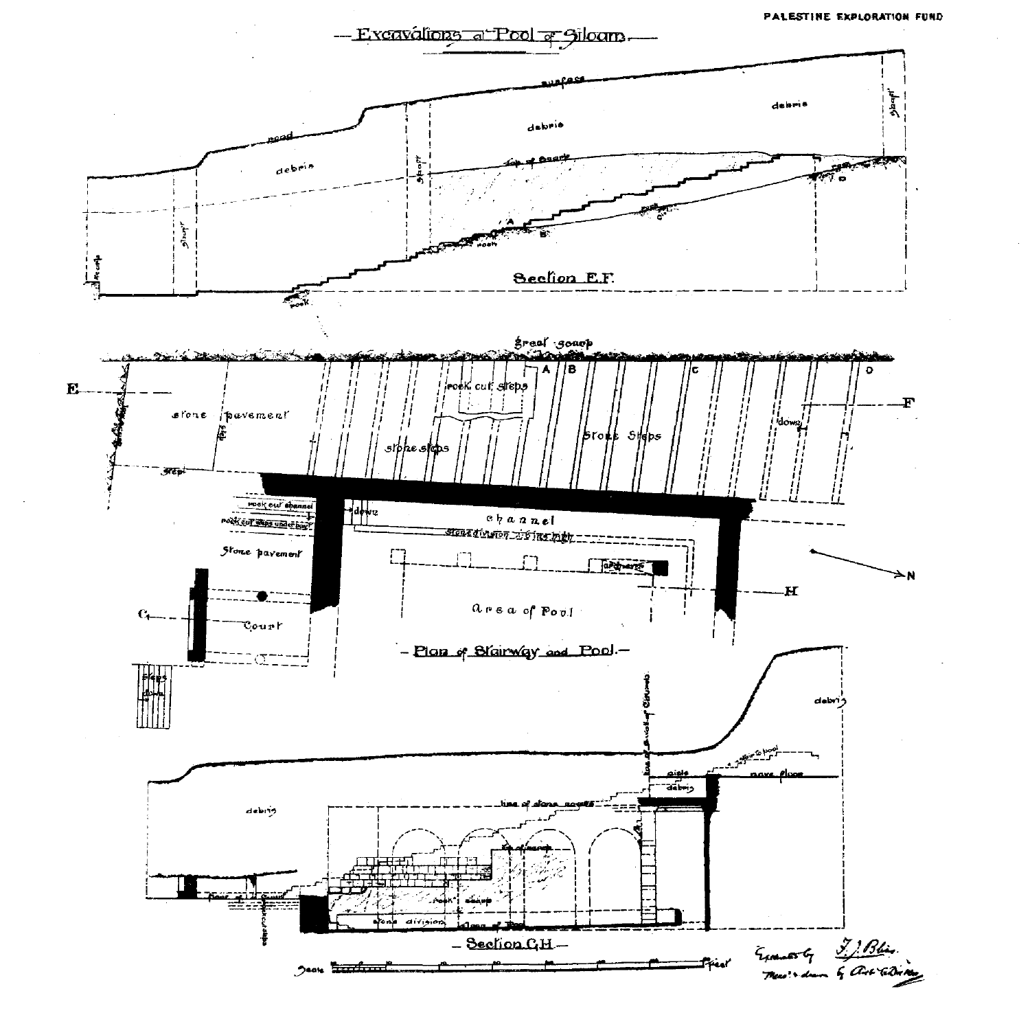PALESTINE EXPLORATION FUND

# Excavations at Pool of Siloam.

## Section E.F.

## Plan of Stairway and Pool.

## Section G.H.

Scale ... feet

Excavated by F. J. Bliss.

Meas'd & drawn by Arch. C. Dickie.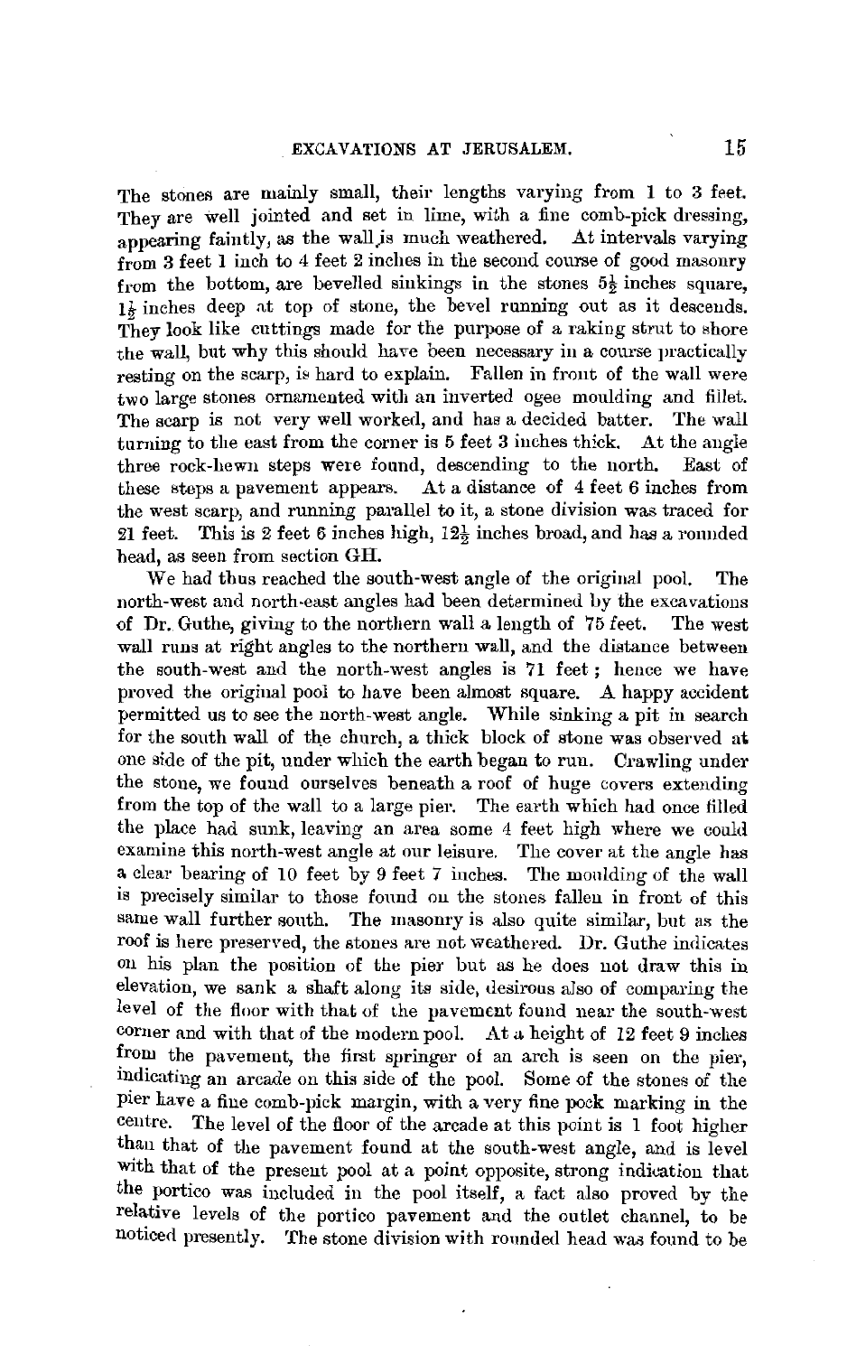The stones are mainly small, their lengths varying from 1 to 3 feet. They are well jointed and set in lime, with a fine comb-pick dressing, appearing faintly, as the wall is much weathered. At intervals varying from 3 feet 1 inch to 4 feet 2 inches in the second course of good masonry from the bottom, are bevelled sinkings in the stones $5\frac{1}{2}$ inches square, $1\frac{1}{2}$ inches deep at top of stone, the bevel running out as it descends. They look like cuttings made for the purpose of a raking strut to shore the wall, but why this should have been necessary in a course practically resting on the scarp, is hard to explain. Fallen in front of the wall were two large stones ornamented with an inverted ogee moulding and fillet. The scarp is not very well worked, and has a decided batter. The wall turning to the east from the corner is 5 feet 3 inches thick. At the angle three rock-hewn steps were found, descending to the north. East of these steps a pavement appears. At a distance of 4 feet 6 inches from the west scarp, and running parallel to it, a stone division was traced for 21 feet. This is 2 feet 6 inches high, $12\frac{1}{2}$ inches broad, and has a rounded head, as seen from section GH.

We had thus reached the south-west angle of the original pool. The north-west and north-east angles had been determined by the excavations of Dr. Guthe, giving to the northern wall a length of 75 feet. The west wall runs at right angles to the northern wall, and the distance between the south-west and the north-west angles is 71 feet; hence we have proved the original pool to have been almost square. A happy accident permitted us to see the north-west angle. While sinking a pit in search for the south wall of the church, a thick block of stone was observed at one side of the pit, under which the earth began to run. Crawling under the stone, we found ourselves beneath a roof of huge covers extending from the top of the wall to a large pier. The earth which had once filled the place had sunk, leaving an area some 4 feet high where we could examine this north-west angle at our leisure. The cover at the angle has a clear bearing of 10 feet by 9 feet 7 inches. The moulding of the wall is precisely similar to those found on the stones fallen in front of this same wall further south. The masonry is also quite similar, but as the roof is here preserved, the stones are not weathered. Dr. Guthe indicates on his plan the position of the pier but as he does not draw this in elevation, we sank a shaft along its side, desirous also of comparing the level of the floor with that of the pavement found near the south-west corner and with that of the modern pool. At a height of 12 feet 9 inches from the pavement, the first springer of an arch is seen on the pier, indicating an arcade on this side of the pool. Some of the stones of the pier have a fine comb-pick margin, with a very fine pock marking in the centre. The level of the floor of the arcade at this point is 1 foot higher than that of the pavement found at the south-west angle, and is level with that of the present pool at a point opposite, strong indication that the portico was included in the pool itself, a fact also proved by the relative levels of the portico pavement and the outlet channel, to be noticed presently. The stone division with rounded head was found to be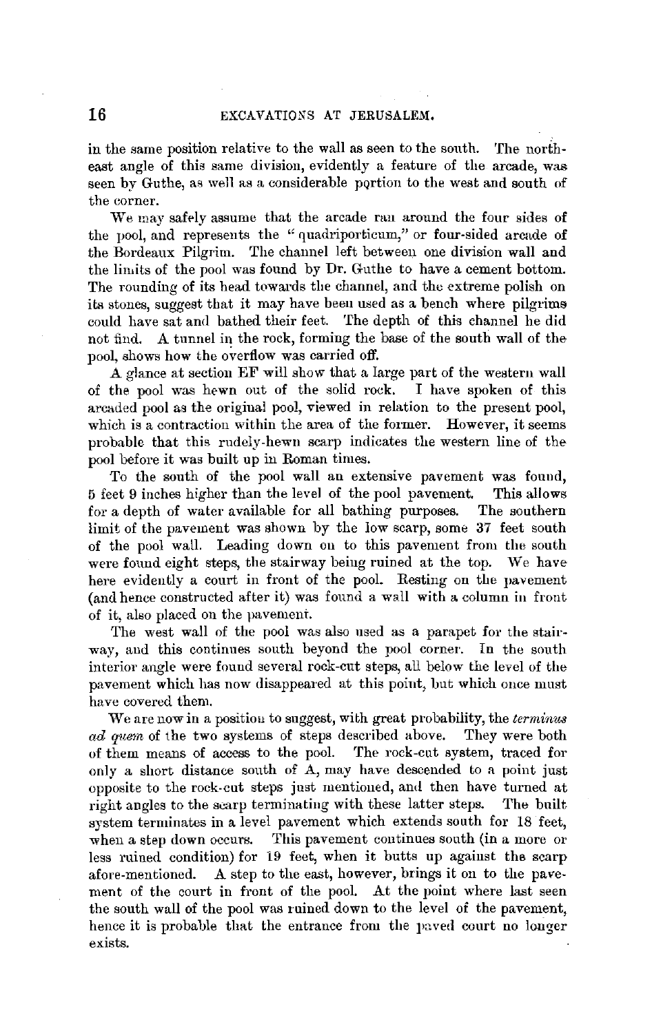in the same position relative to the wall as seen to the south. The north-east angle of this same division, evidently a feature of the arcade, was seen by Guthe, as well as a considerable portion to the west and south of the corner.

We may safely assume that the arcade ran around the four sides of the pool, and represents the "quadriporticum," or four-sided arcade of the Bordeaux Pilgrim. The channel left between one division wall and the limits of the pool was found by Dr. Guthe to have a cement bottom. The rounding of its head towards the channel, and the extreme polish on its stones, suggest that it may have been used as a bench where pilgrims could have sat and bathed their feet. The depth of this channel he did not find. A tunnel in the rock, forming the base of the south wall of the pool, shows how the overflow was carried off.

A glance at section EF will show that a large part of the western wall of the pool was hewn out of the solid rock. I have spoken of this arcaded pool as the original pool, viewed in relation to the present pool, which is a contraction within the area of the former. However, it seems probable that this rudely-hewn scarp indicates the western line of the pool before it was built up in Roman times.

To the south of the pool wall an extensive pavement was found, 5 feet 9 inches higher than the level of the pool pavement. This allows for a depth of water available for all bathing purposes. The southern limit of the pavement was shown by the low scarp, some 37 feet south of the pool wall. Leading down on to this pavement from the south were found eight steps, the stairway being ruined at the top. We have here evidently a court in front of the pool. Resting on the pavement (and hence constructed after it) was found a wall with a column in front of it, also placed on the pavement.

The west wall of the pool was also used as a parapet for the stairway, and this continues south beyond the pool corner. In the south interior angle were found several rock-cut steps, all below the level of the pavement which has now disappeared at this point, but which once must have covered them.

We are now in a position to suggest, with great probability, the *terminus ad quem* of the two systems of steps described above. They were both of them means of access to the pool. The rock-cut system, traced for only a short distance south of A, may have descended to a point just opposite to the rock-cut steps just mentioned, and then have turned at right angles to the scarp terminating with these latter steps. The built system terminates in a level pavement which extends south for 18 feet, when a step down occurs. This pavement continues south (in a more or less ruined condition) for 19 feet, when it butts up against the scarp afore-mentioned. A step to the east, however, brings it on to the pavement of the court in front of the pool. At the point where last seen the south wall of the pool was ruined down to the level of the pavement, hence it is probable that the entrance from the paved court no longer exists.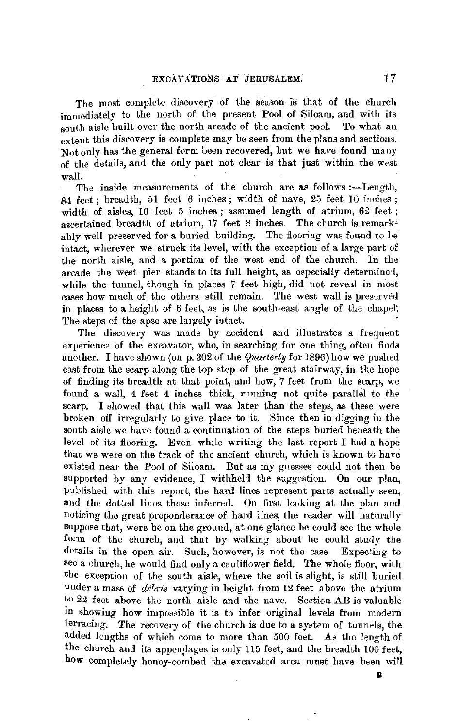The most complete discovery of the season is that of the church immediately to the north of the present Pool of Siloam, and with its south aisle built over the north arcade of the ancient pool. To what an extent this discovery is complete may be seen from the plans and sections. Not only has the general form been recovered, but we have found many of the details, and the only part not clear is that just within the west wall.

The inside measurements of the church are as follows :—Length, 84 feet ; breadth, 51 feet 6 inches ; width of nave, 25 feet 10 inches ; width of aisles, 10 feet 5 inches ; assumed length of atrium, 62 feet ; ascertained breadth of atrium, 17 feet 8 inches. The church is remarkably well preserved for a buried building. The flooring was found to be intact, wherever we struck its level, with the exception of a large part of the north aisle, and a portion of the west end of the church. In the arcade the west pier stands to its full height, as especially determined, while the tunnel, though in places 7 feet high, did not reveal in most cases how much of the others still remain. The west wall is preserved in places to a height of 6 feet, as is the south-east angle of the chapel. The steps of the apse are largely intact.

The discovery was made by accident and illustrates a frequent experience of the excavator, who, in searching for one thing, often finds another. I have shown (on p. 302 of the *Quarterly* for 1896) how we pushed east from the scarp along the top step of the great stairway, in the hope of finding its breadth at that point, and how, 7 feet from the scarp, we found a wall, 4 feet 4 inches thick, running not quite parallel to the scarp. I showed that this wall was later than the steps, as these were broken off irregularly to give place to it. Since then in digging in the south aisle we have found a continuation of the steps buried beneath the level of its flooring. Even while writing the last report I had a hope that we were on the track of the ancient church, which is known to have existed near the Pool of Siloam. But as my guesses could not then be supported by any evidence, I withheld the suggestion. On our plan, published with this report, the hard lines represent parts actually seen, and the dotted lines those inferred. On first looking at the plan and noticing the great preponderance of hard lines, the reader will naturally suppose that, were he on the ground, at one glance he could see the whole form of the church, and that by walking about he could study the details in the open air. Such, however, is not the case Expecting to see a church, he would find only a cauliflower field. The whole floor, with the exception of the south aisle, where the soil is slight, is still buried under a mass of *débris* varying in height from 12 feet above the atrium to 22 feet above the north aisle and the nave. Section AB is valuable in showing how impossible it is to infer original levels from modern terracing. The recovery of the church is due to a system of tunnels, the added lengths of which come to more than 500 feet. As the length of the church and its appendages is only 115 feet, and the breadth 100 feet, how completely honey-combed the excavated area must have been will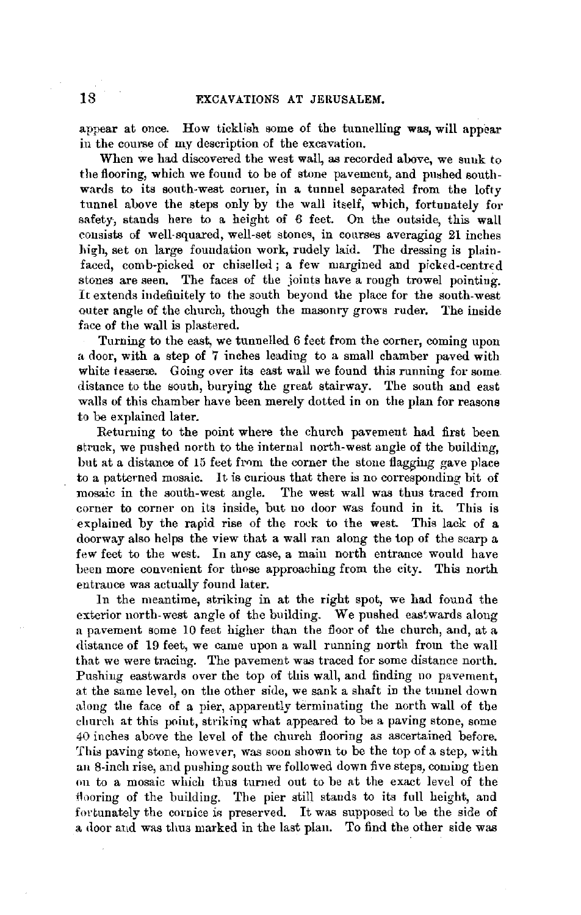appear at once. How ticklish some of the tunnelling was, will appear in the course of my description of the excavation.

When we had discovered the west wall, as recorded above, we sunk to the flooring, which we found to be of stone pavement, and pushed southwards to its south-west corner, in a tunnel separated from the lofty tunnel above the steps only by the wall itself, which, fortunately for safety, stands here to a height of 6 feet. On the outside, this wall consists of well-squared, well-set stones, in courses averaging 21 inches high, set on large foundation work, rudely laid. The dressing is plain-faced, comb-picked or chiselled; a few margined and picked-centred stones are seen. The faces of the joints have a rough trowel pointing. It extends indefinitely to the south beyond the place for the south-west outer angle of the church, though the masonry grows ruder. The inside face of the wall is plastered.

Turning to the east, we tunnelled 6 feet from the corner, coming upon a door, with a step of 7 inches leading to a small chamber paved with white tesseræ. Going over its east wall we found this running for some distance to the south, burying the great stairway. The south and east walls of this chamber have been merely dotted in on the plan for reasons to be explained later.

Returning to the point where the church pavement had first been struck, we pushed north to the internal north-west angle of the building, but at a distance of 15 feet from the corner the stone flagging gave place to a patterned mosaic. It is curious that there is no corresponding bit of mosaic in the south-west angle. The west wall was thus traced from corner to corner on its inside, but no door was found in it. This is explained by the rapid rise of the rock to the west. This lack of a doorway also helps the view that a wall ran along the top of the scarp a few feet to the west. In any case, a main north entrance would have been more convenient for those approaching from the city. This north entrance was actually found later.

In the meantime, striking in at the right spot, we had found the exterior north-west angle of the building. We pushed eastwards along a pavement some 10 feet higher than the floor of the church, and, at a distance of 19 feet, we came upon a wall running north from the wall that we were tracing. The pavement was traced for some distance north. Pushing eastwards over the top of this wall, and finding no pavement, at the same level, on the other side, we sank a shaft in the tunnel down along the face of a pier, apparently terminating the north wall of the church at this point, striking what appeared to be a paving stone, some 40 inches above the level of the church flooring as ascertained before. This paving stone, however, was soon shown to be the top of a step, with an 8-inch rise, and pushing south we followed down five steps, coming then on to a mosaic which thus turned out to be at the exact level of the flooring of the building. The pier still stands to its full height, and fortunately the cornice is preserved. It was supposed to be the side of a door and was thus marked in the last plan. To find the other side was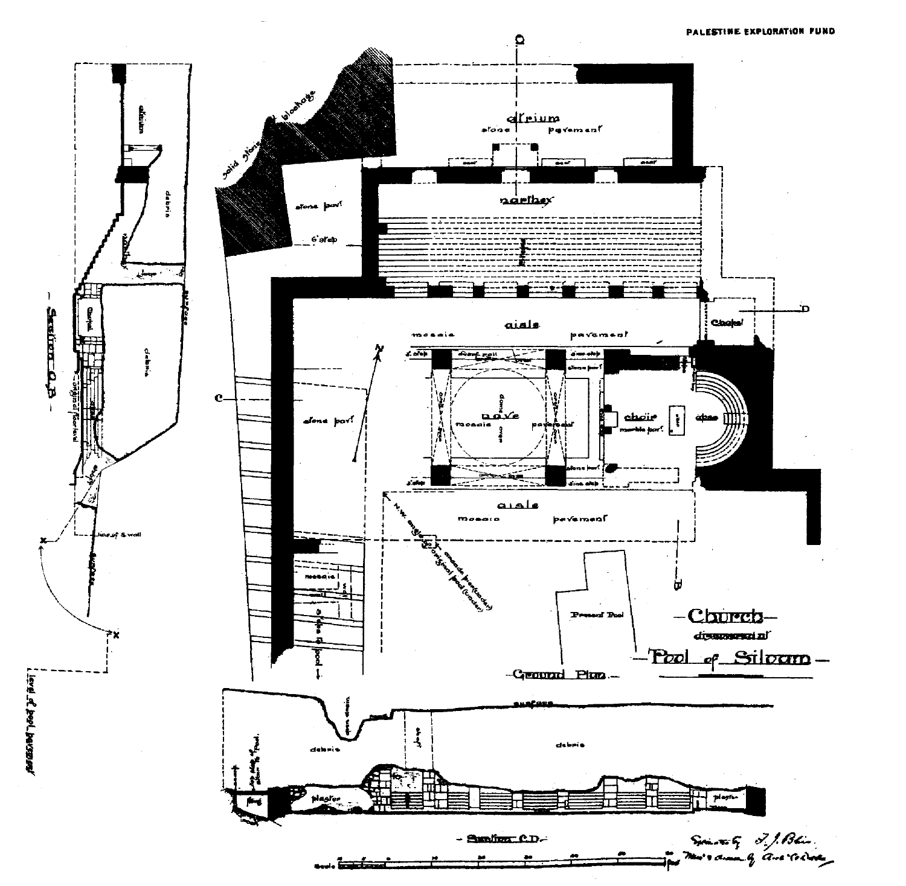# Church discovered at Pool of Siloam

Ground Plan

Section O.B.

Section C.D.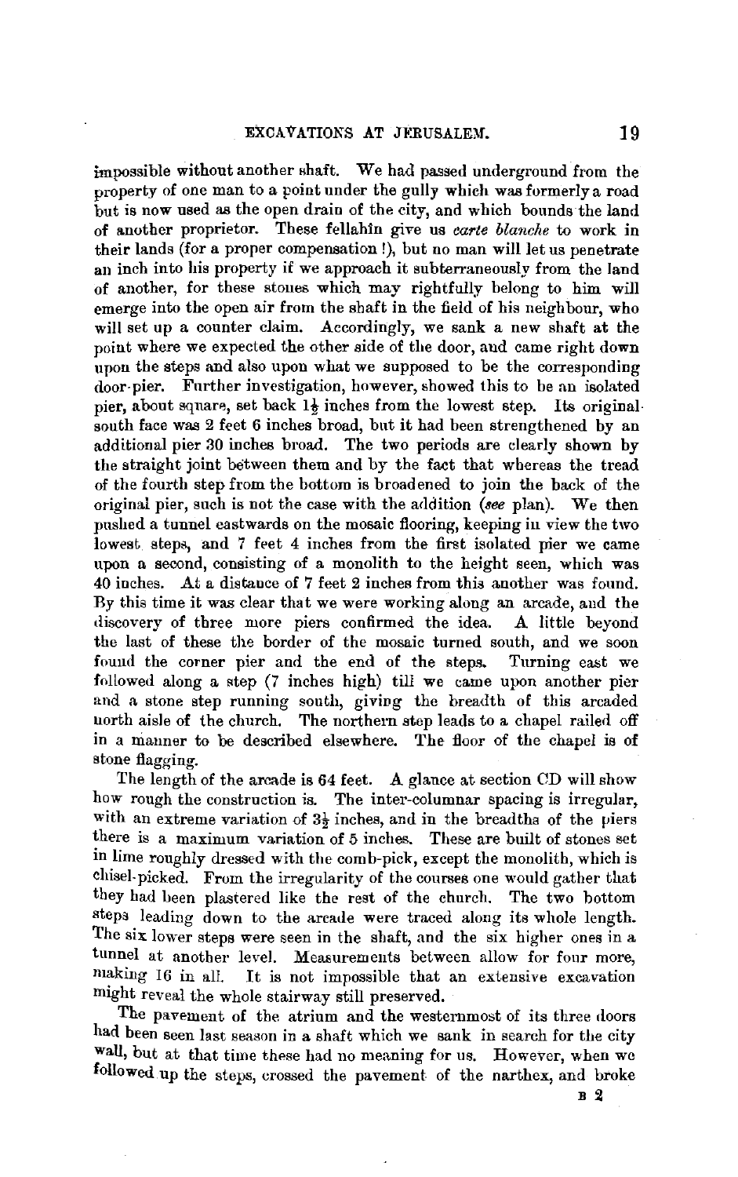impossible without another shaft. We had passed underground from the property of one man to a point under the gully which was formerly a road but is now used as the open drain of the city, and which bounds the land of another proprietor. These fellahîn give us *carte blanche* to work in their lands (for a proper compensation !), but no man will let us penetrate an inch into his property if we approach it subterraneously from the land of another, for these stones which may rightfully belong to him will emerge into the open air from the shaft in the field of his neighbour, who will set up a counter claim. Accordingly, we sank a new shaft at the point where we expected the other side of the door, and came right down upon the steps and also upon what we supposed to be the corresponding door-pier. Further investigation, however, showed this to be an isolated pier, about square, set back 1½ inches from the lowest step. Its original south face was 2 feet 6 inches broad, but it had been strengthened by an additional pier 30 inches broad. The two periods are clearly shown by the straight joint between them and by the fact that whereas the tread of the fourth step from the bottom is broadened to join the back of the original pier, such is not the case with the addition (*see* plan). We then pushed a tunnel eastwards on the mosaic flooring, keeping in view the two lowest steps, and 7 feet 4 inches from the first isolated pier we came upon a second, consisting of a monolith to the height seen, which was 40 inches. At a distance of 7 feet 2 inches from this another was found. By this time it was clear that we were working along an arcade, and the discovery of three more piers confirmed the idea. A little beyond the last of these the border of the mosaic turned south, and we soon found the corner pier and the end of the steps. Turning east we followed along a step (7 inches high) till we came upon another pier and a stone step running south, giving the breadth of this arcaded north aisle of the church. The northern step leads to a chapel railed off in a manner to be described elsewhere. The floor of the chapel is of stone flagging.

The length of the arcade is 64 feet. A glance at section CD will show how rough the construction is. The inter-columnar spacing is irregular, with an extreme variation of 3½ inches, and in the breadths of the piers there is a maximum variation of 5 inches. These are built of stones set in lime roughly dressed with the comb-pick, except the monolith, which is chisel-picked. From the irregularity of the courses one would gather that they had been plastered like the rest of the church. The two bottom steps leading down to the arcade were traced along its whole length. The six lower steps were seen in the shaft, and the six higher ones in a tunnel at another level. Measurements between allow for four more, making 16 in all. It is not impossible that an extensive excavation might reveal the whole stairway still preserved.

The pavement of the atrium and the westernmost of its three doors had been seen last season in a shaft which we sank in search for the city wall, but at that time these had no meaning for us. However, when we followed up the steps, crossed the pavement of the narthex, and broke

B 2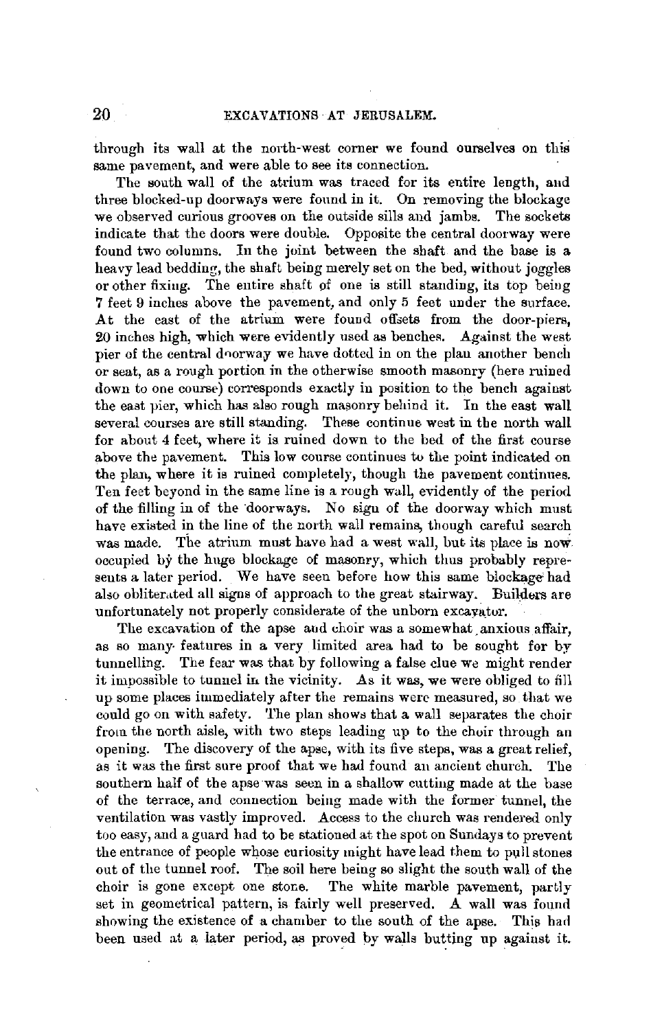through its wall at the north-west corner we found ourselves on this same pavement, and were able to see its connection.

The south wall of the atrium was traced for its entire length, and three blocked-up doorways were found in it. On removing the blockage we observed curious grooves on the outside sills and jambs. The sockets indicate that the doors were double. Opposite the central doorway were found two columns. In the joint between the shaft and the base is a heavy lead bedding, the shaft being merely set on the bed, without joggles or other fixing. The entire shaft of one is still standing, its top being 7 feet 9 inches above the pavement, and only 5 feet under the surface. At the east of the atrium were found offsets from the door-piers, 20 inches high, which were evidently used as benches. Against the west pier of the central doorway we have dotted in on the plan another bench or seat, as a rough portion in the otherwise smooth masonry (here ruined down to one course) corresponds exactly in position to the bench against the east pier, which has also rough masonry behind it. In the east wall several courses are still standing. These continue west in the north wall for about 4 feet, where it is ruined down to the bed of the first course above the pavement. This low course continues to the point indicated on the plan, where it is ruined completely, though the pavement continues. Ten feet beyond in the same line is a rough wall, evidently of the period of the filling in of the doorways. No sign of the doorway which must have existed in the line of the north wall remains, though careful search was made. The atrium must have had a west wall, but its place is now occupied by the huge blockage of masonry, which thus probably represents a later period. We have seen before how this same blockage had also obliterated all signs of approach to the great stairway. Builders are unfortunately not properly considerate of the unborn excavator.

The excavation of the apse and choir was a somewhat anxious affair, as so many features in a very limited area had to be sought for by tunnelling. The fear was that by following a false clue we might render it impossible to tunnel in the vicinity. As it was, we were obliged to fill up some places immediately after the remains were measured, so that we could go on with safety. The plan shows that a wall separates the choir from the north aisle, with two steps leading up to the choir through an opening. The discovery of the apse, with its five steps, was a great relief, as it was the first sure proof that we had found an ancient church. The southern half of the apse was seen in a shallow cutting made at the base of the terrace, and connection being made with the former tunnel, the ventilation was vastly improved. Access to the church was rendered only too easy, and a guard had to be stationed at the spot on Sundays to prevent the entrance of people whose curiosity might have lead them to pull stones out of the tunnel roof. The soil here being so slight the south wall of the choir is gone except one stone. The white marble pavement, partly set in geometrical pattern, is fairly well preserved. A wall was found showing the existence of a chamber to the south of the apse. This had been used at a later period, as proved by walls butting up against it.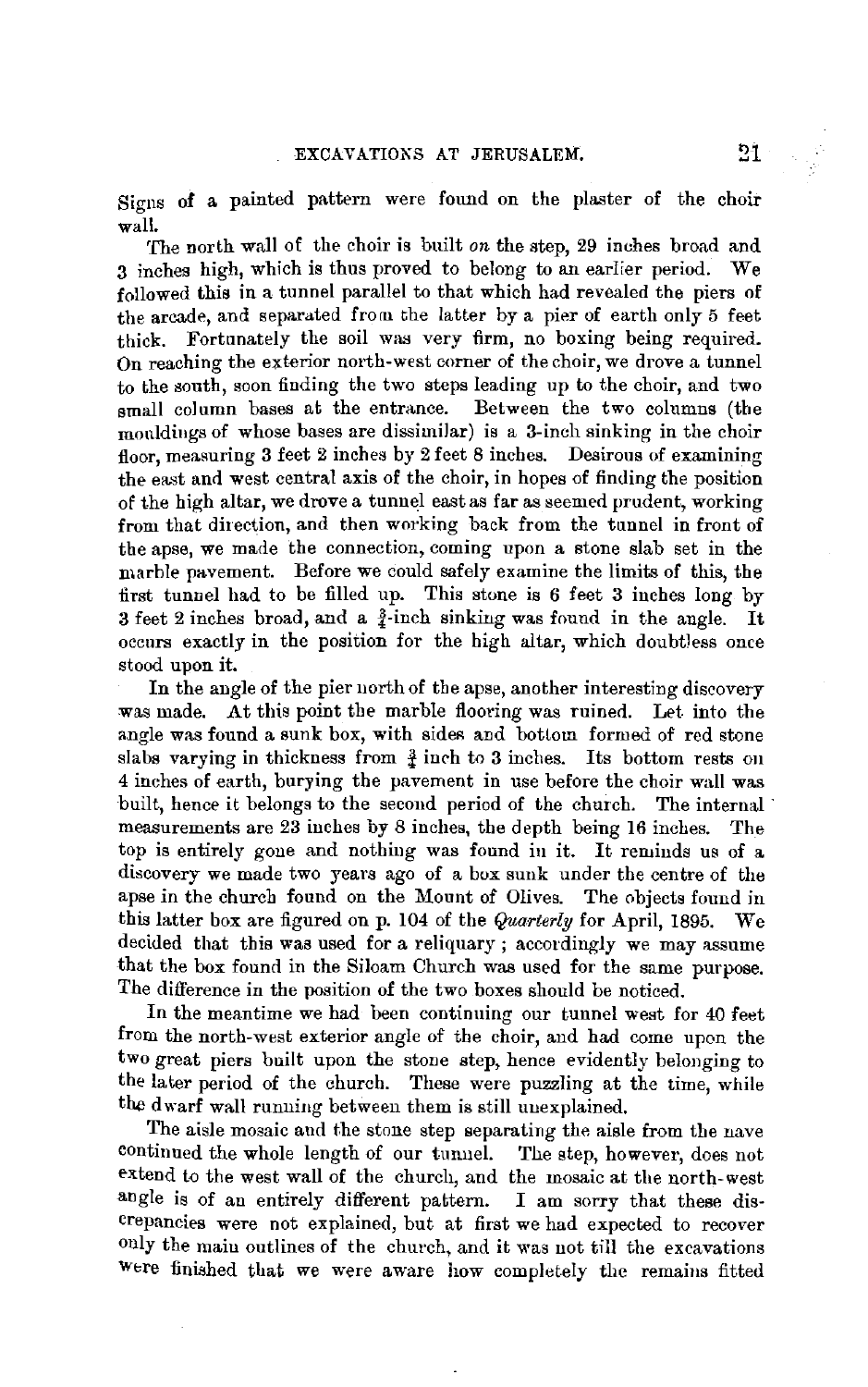Signs of a painted pattern were found on the plaster of the choir wall.

The north wall of the choir is built *on* the step, 29 inches broad and 3 inches high, which is thus proved to belong to an earlier period. We followed this in a tunnel parallel to that which had revealed the piers of the arcade, and separated from the latter by a pier of earth only 5 feet thick. Fortunately the soil was very firm, no boxing being required. On reaching the exterior north-west corner of the choir, we drove a tunnel to the south, soon finding the two steps leading up to the choir, and two small column bases at the entrance. Between the two columns (the mouldings of whose bases are dissimilar) is a 3-inch sinking in the choir floor, measuring 3 feet 2 inches by 2 feet 8 inches. Desirous of examining the east and west central axis of the choir, in hopes of finding the position of the high altar, we drove a tunnel east as far as seemed prudent, working from that direction, and then working back from the tunnel in front of the apse, we made the connection, coming upon a stone slab set in the marble pavement. Before we could safely examine the limits of this, the first tunnel had to be filled up. This stone is 6 feet 3 inches long by 3 feet 2 inches broad, and a $\frac{3}{4}$-inch sinking was found in the angle. It occurs exactly in the position for the high altar, which doubtless once stood upon it.

In the angle of the pier north of the apse, another interesting discovery was made. At this point the marble flooring was ruined. Let into the angle was found a sunk box, with sides and bottom formed of red stone slabs varying in thickness from $\frac{3}{4}$ inch to 3 inches. Its bottom rests on 4 inches of earth, burying the pavement in use before the choir wall was built, hence it belongs to the second period of the church. The internal measurements are 23 inches by 8 inches, the depth being 16 inches. The top is entirely gone and nothing was found in it. It reminds us of a discovery we made two years ago of a box sunk under the centre of the apse in the church found on the Mount of Olives. The objects found in this latter box are figured on p. 104 of the *Quarterly* for April, 1895. We decided that this was used for a reliquary; accordingly we may assume that the box found in the Siloam Church was used for the same purpose. The difference in the position of the two boxes should be noticed.

In the meantime we had been continuing our tunnel west for 40 feet from the north-west exterior angle of the choir, and had come upon the two great piers built upon the stone step, hence evidently belonging to the later period of the church. These were puzzling at the time, while the dwarf wall running between them is still unexplained.

The aisle mosaic and the stone step separating the aisle from the nave continued the whole length of our tunnel. The step, however, does not extend to the west wall of the church, and the mosaic at the north-west angle is of an entirely different pattern. I am sorry that these discrepancies were not explained, but at first we had expected to recover only the main outlines of the church, and it was not till the excavations were finished that we were aware how completely the remains fitted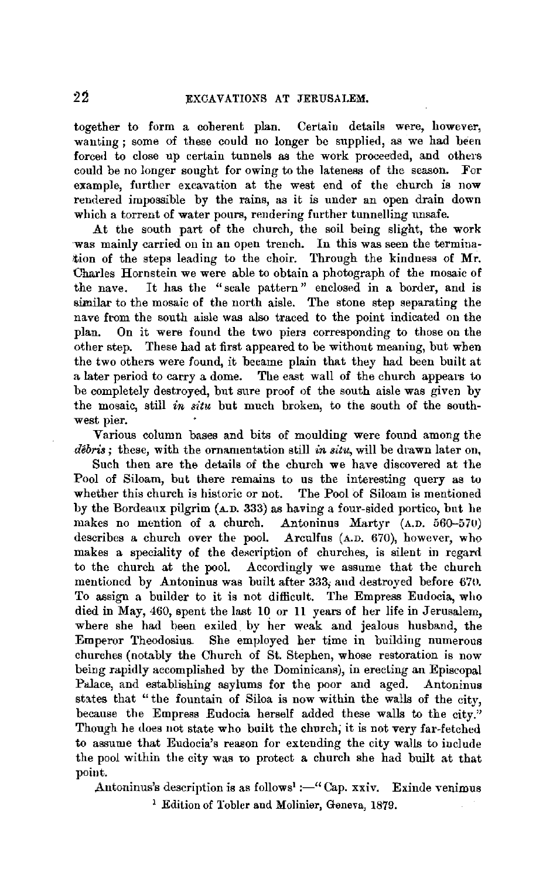together to form a coherent plan. Certain details were, however, wanting; some of these could no longer be supplied, as we had been forced to close up certain tunnels as the work proceeded, and others could be no longer sought for owing to the lateness of the season. For example, further excavation at the west end of the church is now rendered impossible by the rains, as it is under an open drain down which a torrent of water pours, rendering further tunnelling unsafe.

At the south part of the church, the soil being slight, the work was mainly carried on in an open trench. In this was seen the termination of the steps leading to the choir. Through the kindness of Mr. Charles Hornstein we were able to obtain a photograph of the mosaic of the nave. It has the "scale pattern" enclosed in a border, and is similar to the mosaic of the north aisle. The stone step separating the nave from the south aisle was also traced to the point indicated on the plan. On it were found the two piers corresponding to those on the other step. These had at first appeared to be without meaning, but when the two others were found, it became plain that they had been built at a later period to carry a dome. The east wall of the church appears to be completely destroyed, but sure proof of the south aisle was given by the mosaic, still *in situ* but much broken, to the south of the south-west pier.

Various column bases and bits of moulding were found among the *dêbris*; these, with the ornamentation still *in situ*, will be drawn later on.

Such then are the details of the church we have discovered at the Pool of Siloam, but there remains to us the interesting query as to whether this church is historic or not. The Pool of Siloam is mentioned by the Bordeaux pilgrim (A.D. 333) as having a four-sided portico, but he makes no mention of a church. Antoninus Martyr (A.D. 560–570) describes a church over the pool. Arculfus (A.D. 670), however, who makes a speciality of the description of churches, is silent in regard to the church at the pool. Accordingly we assume that the church mentioned by Antoninus was built after 333, and destroyed before 670. To assign a builder to it is not difficult. The Empress Eudocia, who died in May, 460, spent the last 10 or 11 years of her life in Jerusalem, where she had been exiled by her weak and jealous husband, the Emperor Theodosius. She employed her time in building numerous churches (notably the Church of St. Stephen, whose restoration is now being rapidly accomplished by the Dominicans), in erecting an Episcopal Palace, and establishing asylums for the poor and aged. Antoninus states that "the fountain of Siloa is now within the walls of the city, because the Empress Eudocia herself added these walls to the city." Though he does not state who built the church, it is not very far-fetched to assume that Eudocia's reason for extending the city walls to include the pool within the city was to protect a church she had built at that point.

Antoninus's description is as follows[1]:—"Cap. xxiv. Exinde venimus

[1] Edition of Tobler and Molinier, Geneva, 1879.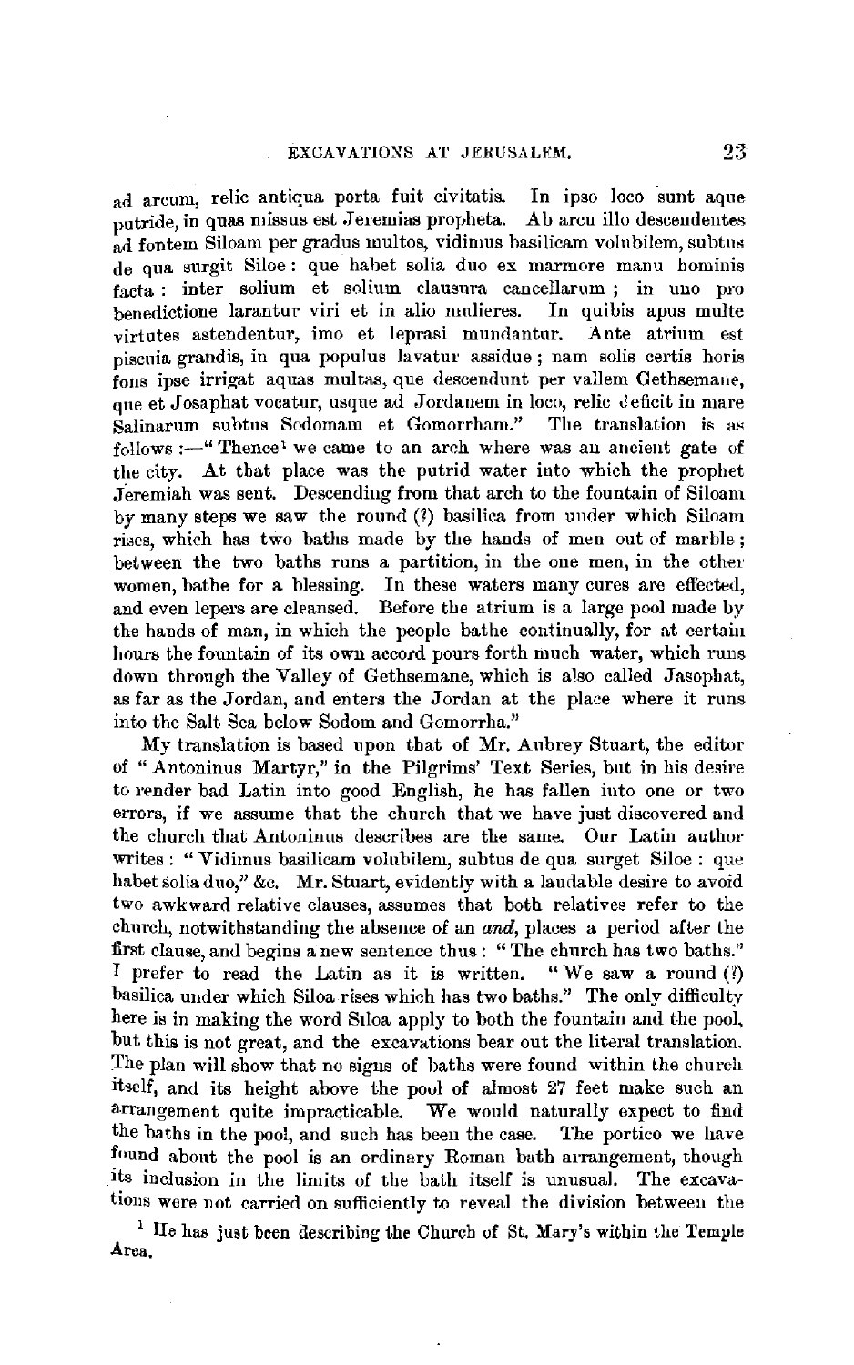ad arcum, relic antiqua porta fuit civitatis. In ipso loco sunt aque putride, in quas missus est Jeremias propheta. Ab arcu illo descendentes ad fontem Siloam per gradus multos, vidimus basilicam volubilem, subtus de qua surgit Siloe: que habet solia duo ex marmore manu hominis facta: inter solium et solium clausura cancellarum; in uno pro benedictione larantur viri et in alio mulieres. In quibis apus multe virtutes astendentur, imo et leprasi mundantur. Ante atrium est piscuia grandis, in qua populus lavatur assidue; nam solis certis horis fons ipse irrigat aquas multas, que descendunt per vallem Gethsemane, que et Josaphat vocatur, usque ad Jordanem in loco, relic deficit in mare Salinarum subtus Sodomam et Gomorrham." The translation is as follows:—"Thence[1] we came to an arch where was an ancient gate of the city. At that place was the putrid water into which the prophet Jeremiah was sent. Descending from that arch to the fountain of Siloam by many steps we saw the round (?) basilica from under which Siloam rises, which has two baths made by the hands of men out of marble; between the two baths runs a partition, in the one men, in the other women, bathe for a blessing. In these waters many cures are effected, and even lepers are cleansed. Before the atrium is a large pool made by the hands of man, in which the people bathe continually, for at certain hours the fountain of its own accord pours forth much water, which runs down through the Valley of Gethsemane, which is also called Jasophat, as far as the Jordan, and enters the Jordan at the place where it runs into the Salt Sea below Sodom and Gomorrha."

My translation is based upon that of Mr. Aubrey Stuart, the editor of "Antoninus Martyr," in the Pilgrims' Text Series, but in his desire to render bad Latin into good English, he has fallen into one or two errors, if we assume that the church that we have just discovered and the church that Antoninus describes are the same. Our Latin author writes: "Vidimus basilicam volubilem, subtus de qua surget Siloe: que habet solia duo," &c. Mr. Stuart, evidently with a laudable desire to avoid two awkward relative clauses, assumes that both relatives refer to the church, notwithstanding the absence of an *and*, places a period after the first clause, and begins a new sentence thus: "The church has two baths." I prefer to read the Latin as it is written. "We saw a round (?) basilica under which Siloa rises which has two baths." The only difficulty here is in making the word Siloa apply to both the fountain and the pool, but this is not great, and the excavations bear out the literal translation. The plan will show that no signs of baths were found within the church itself, and its height above the pool of almost 27 feet make such an arrangement quite impracticable. We would naturally expect to find the baths in the pool, and such has been the case. The portico we have found about the pool is an ordinary Roman bath arrangement, though its inclusion in the limits of the bath itself is unusual. The excavations were not carried on sufficiently to reveal the division between the

[1] He has just been describing the Church of St. Mary's within the Temple Area.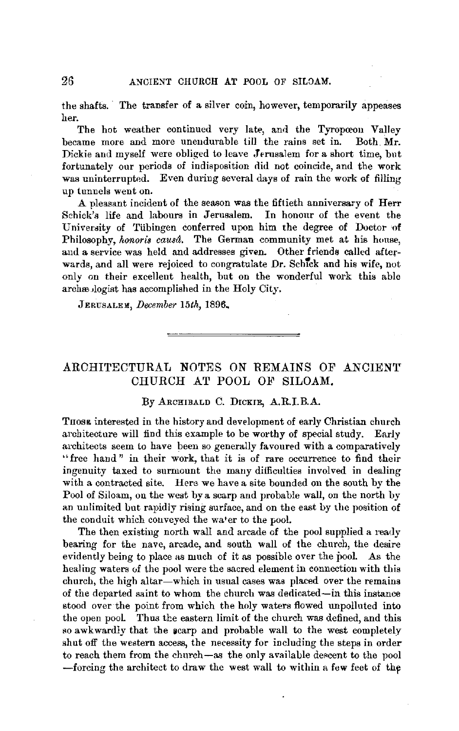the shafts. The transfer of a silver coin, however, temporarily appeases her.

The hot weather continued very late, and the Tyropœon Valley became more and more unendurable till the rains set in. Both Mr. Dickie and myself were obliged to leave Jerusalem for a short time, but fortunately our periods of indisposition did not coincide, and the work was uninterrupted. Even during several days of rain the work of filling up tunnels went on.

A pleasant incident of the season was the fiftieth anniversary of Herr Schick's life and labours in Jerusalem. In honour of the event the University of Tübingen conferred upon him the degree of Doctor of Philosophy, *honoris causâ*. The German community met at his house, and a service was held and addresses given. Other friends called afterwards, and all were rejoiced to congratulate Dr. Schick and his wife, not only on their excellent health, but on the wonderful work this able archæologist has accomplished in the Holy City.

JERUSALEM, *December 15th*, 1896.

---

## ARCHITECTURAL NOTES ON REMAINS OF ANCIENT CHURCH AT POOL OF SILOAM.

By ARCHIBALD C. DICKIE, A.R.I.B.A.

THOSE interested in the history and development of early Christian church architecture will find this example to be worthy of special study. Early architects seem to have been so generally favoured with a comparatively "free hand" in their work, that it is of rare occurrence to find their ingenuity taxed to surmount the many difficulties involved in dealing with a contracted site. Here we have a site bounded on the south by the Pool of Siloam, on the west by a scarp and probable wall, on the north by an unlimited but rapidly rising surface, and on the east by the position of the conduit which conveyed the water to the pool.

The then existing north wall and arcade of the pool supplied a ready bearing for the nave, arcade, and south wall of the church, the desire evidently being to place as much of it as possible over the pool. As the healing waters of the pool were the sacred element in connection with this church, the high altar—which in usual cases was placed over the remains of the departed saint to whom the church was dedicated—in this instance stood over the point from which the holy waters flowed unpolluted into the open pool. Thus the eastern limit of the church was defined, and this so awkwardly that the scarp and probable wall to the west completely shut off the western access, the necessity for including the steps in order to reach them from the church—as the only available descent to the pool—forcing the architect to draw the west wall to within a few feet of the